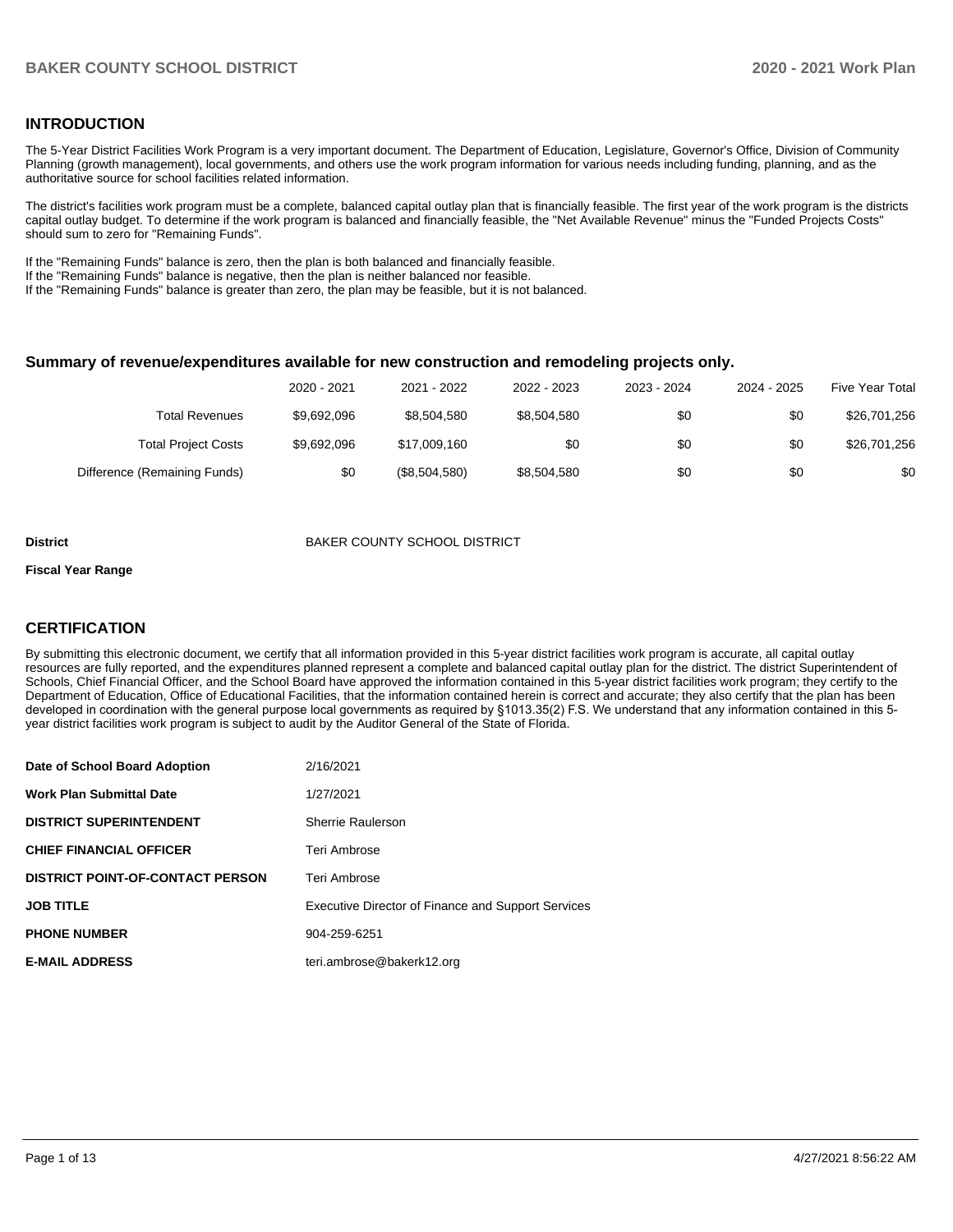## INTRODUCTION

The 5-Year District Facilities Work Program is a very important document. The Department of Education, Legislature, Governor's Office, Division of Community Planning (growth management), local governments, and others use the work program information for various needs including funding, planning, and as the authoritative source for school facilities related information.

The district's facilities work program must be a complete, balanced capital outlay plan that is financially feasible. The first year of the work program is the districts capital outlay budget. To determine if the work program is balanced and financially feasible, the "Net Available Revenue" minus the "Funded Projects Costs" should sum to zero for "Remaining Funds".

If the "Remaining Funds" balance is zero, then the plan is both balanced and financially feasible.
If the "Remaining Funds" balance is negative, then the plan is neither balanced nor feasible.
If the "Remaining Funds" balance is greater than zero, the plan may be feasible, but it is not balanced.

### Summary of revenue/expenditures available for new construction and remodeling projects only.

| | 2020 - 2021 | 2021 - 2022 | 2022 - 2023 | 2023 - 2024 | 2024 - 2025 | Five Year Total |
|---|---|---|---|---|---|---|
| Total Revenues | $9,692,096 | $8,504,580 | $8,504,580 | $0 | $0 | $26,701,256 |
| Total Project Costs | $9,692,096 | $17,009,160 | $0 | $0 | $0 | $26,701,256 |
| Difference (Remaining Funds) | $0 | ($8,504,580) | $8,504,580 | $0 | $0 | $0 |

**District** BAKER COUNTY SCHOOL DISTRICT

**Fiscal Year Range**

## CERTIFICATION

By submitting this electronic document, we certify that all information provided in this 5-year district facilities work program is accurate, all capital outlay resources are fully reported, and the expenditures planned represent a complete and balanced capital outlay plan for the district. The district Superintendent of Schools, Chief Financial Officer, and the School Board have approved the information contained in this 5-year district facilities work program; they certify to the Department of Education, Office of Educational Facilities, that the information contained herein is correct and accurate; they also certify that the plan has been developed in coordination with the general purpose local governments as required by §1013.35(2) F.S. We understand that any information contained in this 5-year district facilities work program is subject to audit by the Auditor General of the State of Florida.

| | |
|---|---|
| **Date of School Board Adoption** | 2/16/2021 |
| **Work Plan Submittal Date** | 1/27/2021 |
| **DISTRICT SUPERINTENDENT** | Sherrie Raulerson |
| **CHIEF FINANCIAL OFFICER** | Teri Ambrose |
| **DISTRICT POINT-OF-CONTACT PERSON** | Teri Ambrose |
| **JOB TITLE** | Executive Director of Finance and Support Services |
| **PHONE NUMBER** | 904-259-6251 |
| **E-MAIL ADDRESS** | teri.ambrose@bakerk12.org |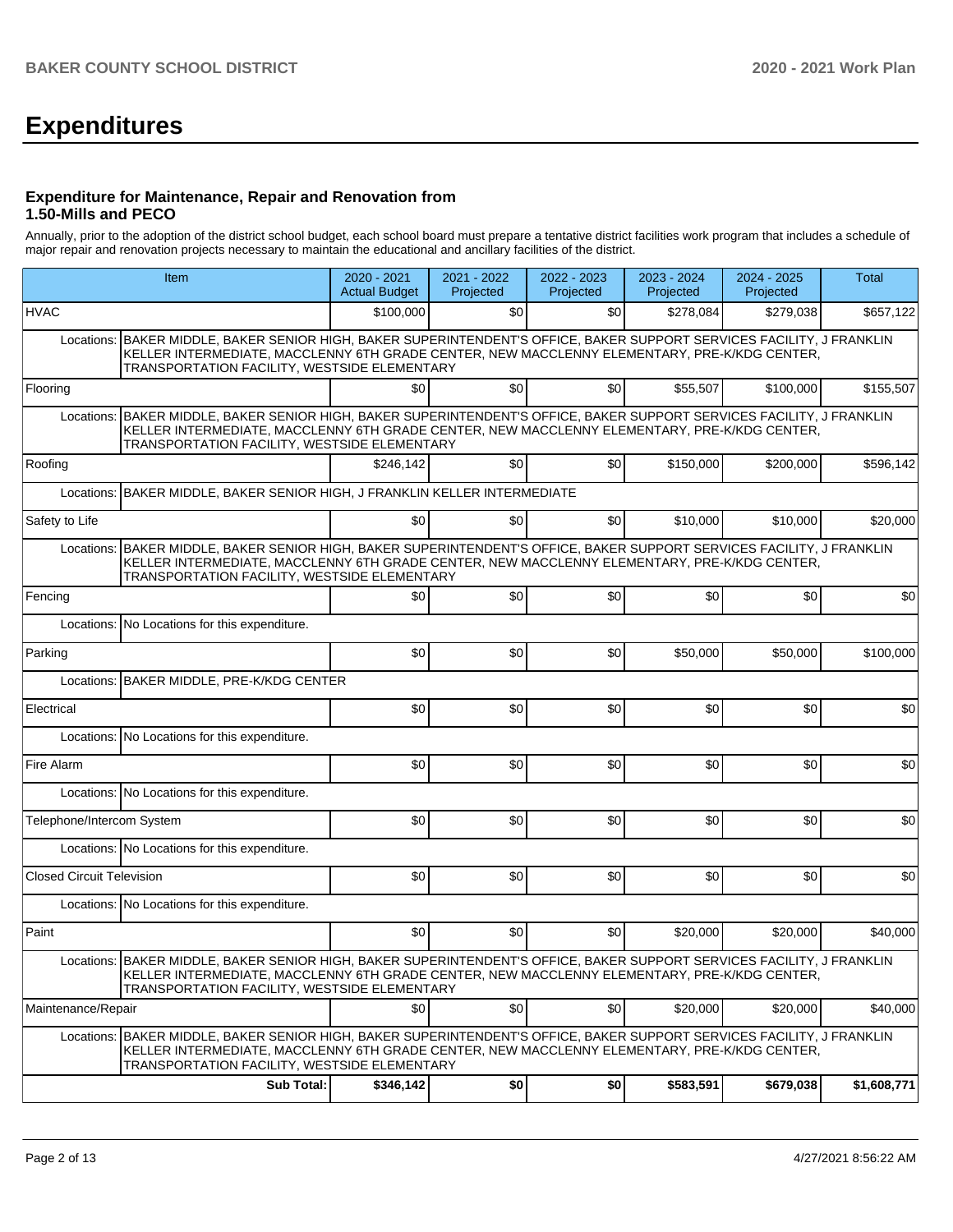# Expenditures

### Expenditure for Maintenance, Repair and Renovation from 1.50-Mills and PECO

Annually, prior to the adoption of the district school budget, each school board must prepare a tentative district facilities work program that includes a schedule of major repair and renovation projects necessary to maintain the educational and ancillary facilities of the district.

| Item | | 2020 - 2021 Actual Budget | 2021 - 2022 Projected | 2022 - 2023 Projected | 2023 - 2024 Projected | 2024 - 2025 Projected | Total |
|---|---|---|---|---|---|---|---|
| HVAC | | $100,000 | $0 | $0 | $278,084 | $279,038 | $657,122 |
| Locations: | BAKER MIDDLE, BAKER SENIOR HIGH, BAKER SUPERINTENDENT'S OFFICE, BAKER SUPPORT SERVICES FACILITY, J FRANKLIN KELLER INTERMEDIATE, MACCLENNY 6TH GRADE CENTER, NEW MACCLENNY ELEMENTARY, PRE-K/KDG CENTER, TRANSPORTATION FACILITY, WESTSIDE ELEMENTARY | | | | | | |
| Flooring | | $0 | $0 | $0 | $55,507 | $100,000 | $155,507 |
| Locations: | BAKER MIDDLE, BAKER SENIOR HIGH, BAKER SUPERINTENDENT'S OFFICE, BAKER SUPPORT SERVICES FACILITY, J FRANKLIN KELLER INTERMEDIATE, MACCLENNY 6TH GRADE CENTER, NEW MACCLENNY ELEMENTARY, PRE-K/KDG CENTER, TRANSPORTATION FACILITY, WESTSIDE ELEMENTARY | | | | | | |
| Roofing | | $246,142 | $0 | $0 | $150,000 | $200,000 | $596,142 |
| Locations: | BAKER MIDDLE, BAKER SENIOR HIGH, J FRANKLIN KELLER INTERMEDIATE | | | | | | |
| Safety to Life | | $0 | $0 | $0 | $10,000 | $10,000 | $20,000 |
| Locations: | BAKER MIDDLE, BAKER SENIOR HIGH, BAKER SUPERINTENDENT'S OFFICE, BAKER SUPPORT SERVICES FACILITY, J FRANKLIN KELLER INTERMEDIATE, MACCLENNY 6TH GRADE CENTER, NEW MACCLENNY ELEMENTARY, PRE-K/KDG CENTER, TRANSPORTATION FACILITY, WESTSIDE ELEMENTARY | | | | | | |
| Fencing | | $0 | $0 | $0 | $0 | $0 | $0 |
| Locations: | No Locations for this expenditure. | | | | | | |
| Parking | | $0 | $0 | $0 | $50,000 | $50,000 | $100,000 |
| Locations: | BAKER MIDDLE, PRE-K/KDG CENTER | | | | | | |
| Electrical | | $0 | $0 | $0 | $0 | $0 | $0 |
| Locations: | No Locations for this expenditure. | | | | | | |
| Fire Alarm | | $0 | $0 | $0 | $0 | $0 | $0 |
| Locations: | No Locations for this expenditure. | | | | | | |
| Telephone/Intercom System | | $0 | $0 | $0 | $0 | $0 | $0 |
| Locations: | No Locations for this expenditure. | | | | | | |
| Closed Circuit Television | | $0 | $0 | $0 | $0 | $0 | $0 |
| Locations: | No Locations for this expenditure. | | | | | | |
| Paint | | $0 | $0 | $0 | $20,000 | $20,000 | $40,000 |
| Locations: | BAKER MIDDLE, BAKER SENIOR HIGH, BAKER SUPERINTENDENT'S OFFICE, BAKER SUPPORT SERVICES FACILITY, J FRANKLIN KELLER INTERMEDIATE, MACCLENNY 6TH GRADE CENTER, NEW MACCLENNY ELEMENTARY, PRE-K/KDG CENTER, TRANSPORTATION FACILITY, WESTSIDE ELEMENTARY | | | | | | |
| Maintenance/Repair | | $0 | $0 | $0 | $20,000 | $20,000 | $40,000 |
| Locations: | BAKER MIDDLE, BAKER SENIOR HIGH, BAKER SUPERINTENDENT'S OFFICE, BAKER SUPPORT SERVICES FACILITY, J FRANKLIN KELLER INTERMEDIATE, MACCLENNY 6TH GRADE CENTER, NEW MACCLENNY ELEMENTARY, PRE-K/KDG CENTER, TRANSPORTATION FACILITY, WESTSIDE ELEMENTARY | | | | | | |
| | **Sub Total:** | **$346,142** | **$0** | **$0** | **$583,591** | **$679,038** | **$1,608,771** |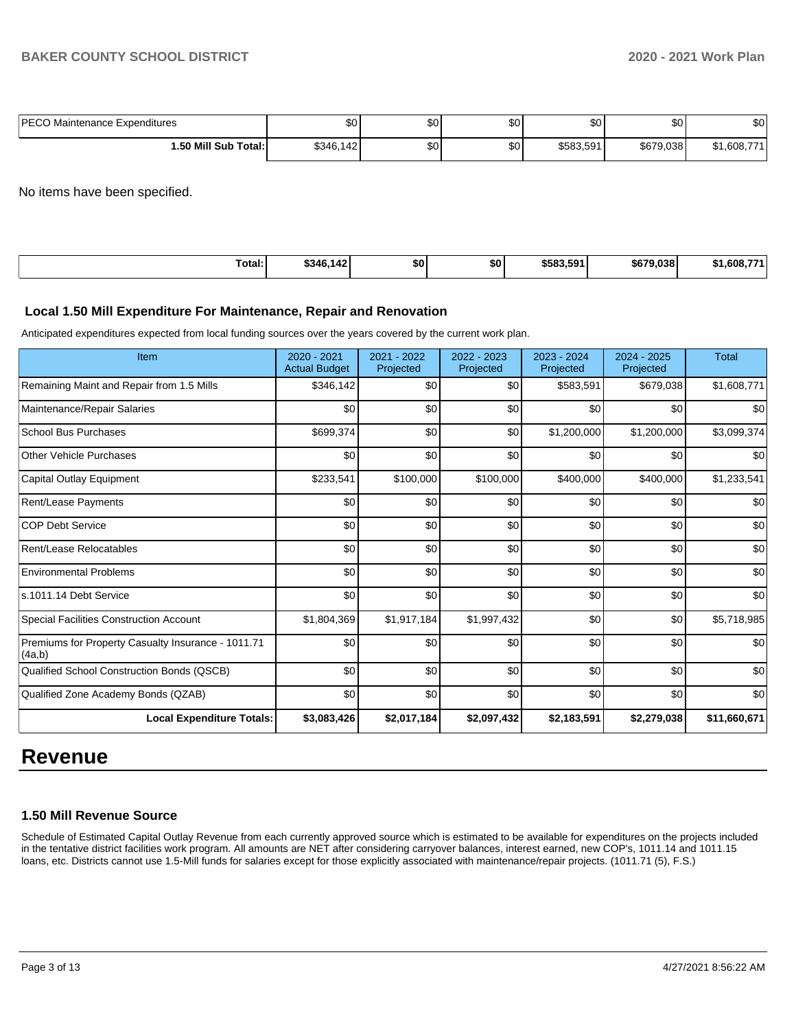| PECO Maintenance Expenditures | $0 | $0 | $0 | $0 | $0 | $0 |
|---|---|---|---|---|---|---|
| **1.50 Mill Sub Total:** | $346,142 | $0 | $0 | $583,591 | $679,038 | $1,608,771 |

No items have been specified.

| **Total:** | **$346,142** | **$0** | **$0** | **$583,591** | **$679,038** | **$1,608,771** |
|---|---|---|---|---|---|---|

### Local 1.50 Mill Expenditure For Maintenance, Repair and Renovation

Anticipated expenditures expected from local funding sources over the years covered by the current work plan.

| Item | 2020 - 2021 Actual Budget | 2021 - 2022 Projected | 2022 - 2023 Projected | 2023 - 2024 Projected | 2024 - 2025 Projected | Total |
|---|---|---|---|---|---|---|
| Remaining Maint and Repair from 1.5 Mills | $346,142 | $0 | $0 | $583,591 | $679,038 | $1,608,771 |
| Maintenance/Repair Salaries | $0 | $0 | $0 | $0 | $0 | $0 |
| School Bus Purchases | $699,374 | $0 | $0 | $1,200,000 | $1,200,000 | $3,099,374 |
| Other Vehicle Purchases | $0 | $0 | $0 | $0 | $0 | $0 |
| Capital Outlay Equipment | $233,541 | $100,000 | $100,000 | $400,000 | $400,000 | $1,233,541 |
| Rent/Lease Payments | $0 | $0 | $0 | $0 | $0 | $0 |
| COP Debt Service | $0 | $0 | $0 | $0 | $0 | $0 |
| Rent/Lease Relocatables | $0 | $0 | $0 | $0 | $0 | $0 |
| Environmental Problems | $0 | $0 | $0 | $0 | $0 | $0 |
| s.1011.14 Debt Service | $0 | $0 | $0 | $0 | $0 | $0 |
| Special Facilities Construction Account | $1,804,369 | $1,917,184 | $1,997,432 | $0 | $0 | $5,718,985 |
| Premiums for Property Casualty Insurance - 1011.71 (4a,b) | $0 | $0 | $0 | $0 | $0 | $0 |
| Qualified School Construction Bonds (QSCB) | $0 | $0 | $0 | $0 | $0 | $0 |
| Qualified Zone Academy Bonds (QZAB) | $0 | $0 | $0 | $0 | $0 | $0 |
| **Local Expenditure Totals:** | **$3,083,426** | **$2,017,184** | **$2,097,432** | **$2,183,591** | **$2,279,038** | **$11,660,671** |

# Revenue

### 1.50 Mill Revenue Source

Schedule of Estimated Capital Outlay Revenue from each currently approved source which is estimated to be available for expenditures on the projects included in the tentative district facilities work program. All amounts are NET after considering carryover balances, interest earned, new COP's, 1011.14 and 1011.15 loans, etc. Districts cannot use 1.5-Mill funds for salaries except for those explicitly associated with maintenance/repair projects. (1011.71 (5), F.S.)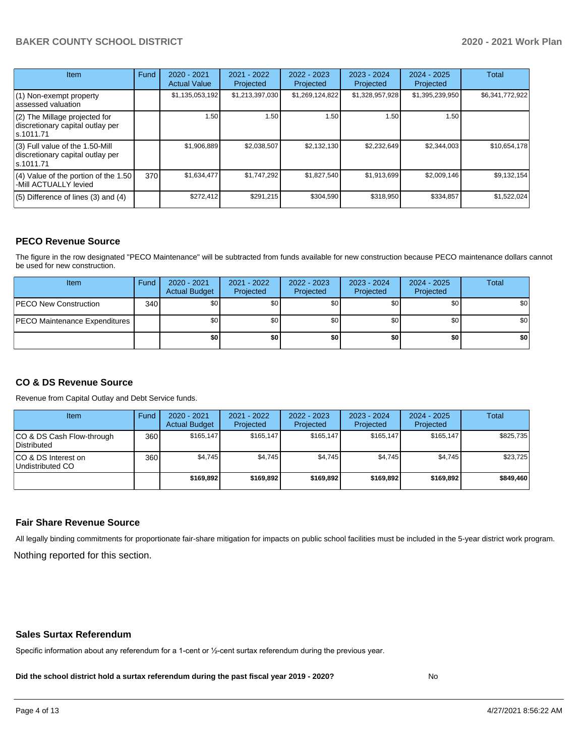| Item | Fund | 2020 - 2021 Actual Value | 2021 - 2022 Projected | 2022 - 2023 Projected | 2023 - 2024 Projected | 2024 - 2025 Projected | Total |
|---|---|---|---|---|---|---|---|
| (1) Non-exempt property assessed valuation | | $1,135,053,192 | $1,213,397,030 | $1,269,124,822 | $1,328,957,928 | $1,395,239,950 | $6,341,772,922 |
| (2) The Millage projected for discretionary capital outlay per s.1011.71 | | 1.50 | 1.50 | 1.50 | 1.50 | 1.50 | |
| (3) Full value of the 1.50-Mill discretionary capital outlay per s.1011.71 | | $1,906,889 | $2,038,507 | $2,132,130 | $2,232,649 | $2,344,003 | $10,654,178 |
| (4) Value of the portion of the 1.50 -Mill ACTUALLY levied | 370 | $1,634,477 | $1,747,292 | $1,827,540 | $1,913,699 | $2,009,146 | $9,132,154 |
| (5) Difference of lines (3) and (4) | | $272,412 | $291,215 | $304,590 | $318,950 | $334,857 | $1,522,024 |

## PECO Revenue Source

The figure in the row designated "PECO Maintenance" will be subtracted from funds available for new construction because PECO maintenance dollars cannot be used for new construction.

| Item | Fund | 2020 - 2021 Actual Budget | 2021 - 2022 Projected | 2022 - 2023 Projected | 2023 - 2024 Projected | 2024 - 2025 Projected | Total |
|---|---|---|---|---|---|---|---|
| PECO New Construction | 340 | $0 | $0 | $0 | $0 | $0 | $0 |
| PECO Maintenance Expenditures | | $0 | $0 | $0 | $0 | $0 | $0 |
| | | **$0** | **$0** | **$0** | **$0** | **$0** | **$0** |

## CO & DS Revenue Source

Revenue from Capital Outlay and Debt Service funds.

| Item | Fund | 2020 - 2021 Actual Budget | 2021 - 2022 Projected | 2022 - 2023 Projected | 2023 - 2024 Projected | 2024 - 2025 Projected | Total |
|---|---|---|---|---|---|---|---|
| CO & DS Cash Flow-through Distributed | 360 | $165,147 | $165,147 | $165,147 | $165,147 | $165,147 | $825,735 |
| CO & DS Interest on Undistributed CO | 360 | $4,745 | $4,745 | $4,745 | $4,745 | $4,745 | $23,725 |
| | | **$169,892** | **$169,892** | **$169,892** | **$169,892** | **$169,892** | **$849,460** |

## Fair Share Revenue Source

All legally binding commitments for proportionate fair-share mitigation for impacts on public school facilities must be included in the 5-year district work program.

Nothing reported for this section.

## Sales Surtax Referendum

Specific information about any referendum for a 1-cent or ½-cent surtax referendum during the previous year.

**Did the school district hold a surtax referendum during the past fiscal year 2019 - 2020?** No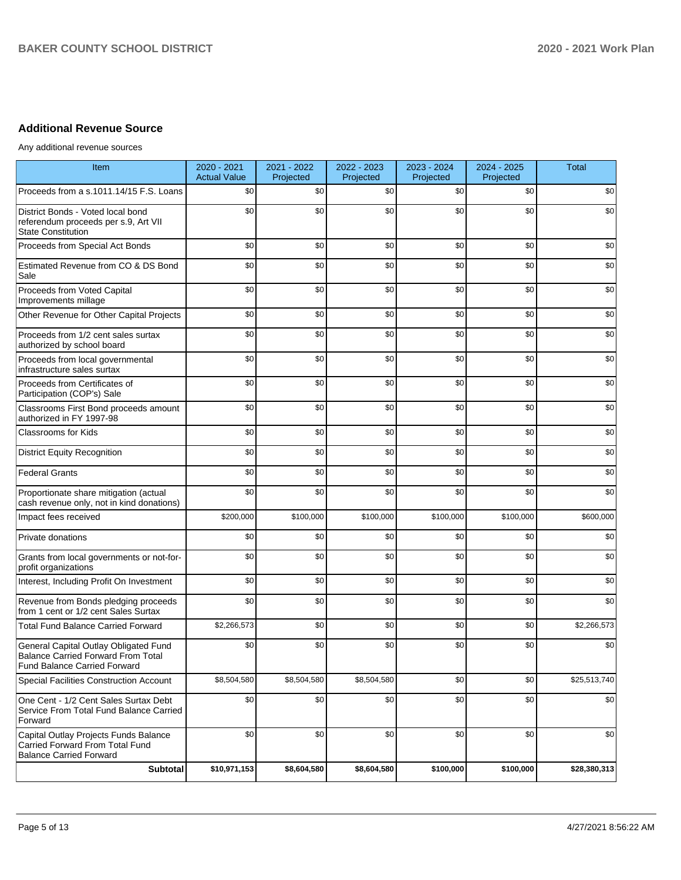## Additional Revenue Source

Any additional revenue sources

| Item | 2020 - 2021 Actual Value | 2021 - 2022 Projected | 2022 - 2023 Projected | 2023 - 2024 Projected | 2024 - 2025 Projected | Total |
|---|---|---|---|---|---|---|
| Proceeds from a s.1011.14/15 F.S. Loans | $0 | $0 | $0 | $0 | $0 | $0 |
| District Bonds - Voted local bond referendum proceeds per s.9, Art VII State Constitution | $0 | $0 | $0 | $0 | $0 | $0 |
| Proceeds from Special Act Bonds | $0 | $0 | $0 | $0 | $0 | $0 |
| Estimated Revenue from CO & DS Bond Sale | $0 | $0 | $0 | $0 | $0 | $0 |
| Proceeds from Voted Capital Improvements millage | $0 | $0 | $0 | $0 | $0 | $0 |
| Other Revenue for Other Capital Projects | $0 | $0 | $0 | $0 | $0 | $0 |
| Proceeds from 1/2 cent sales surtax authorized by school board | $0 | $0 | $0 | $0 | $0 | $0 |
| Proceeds from local governmental infrastructure sales surtax | $0 | $0 | $0 | $0 | $0 | $0 |
| Proceeds from Certificates of Participation (COP's) Sale | $0 | $0 | $0 | $0 | $0 | $0 |
| Classrooms First Bond proceeds amount authorized in FY 1997-98 | $0 | $0 | $0 | $0 | $0 | $0 |
| Classrooms for Kids | $0 | $0 | $0 | $0 | $0 | $0 |
| District Equity Recognition | $0 | $0 | $0 | $0 | $0 | $0 |
| Federal Grants | $0 | $0 | $0 | $0 | $0 | $0 |
| Proportionate share mitigation (actual cash revenue only, not in kind donations) | $0 | $0 | $0 | $0 | $0 | $0 |
| Impact fees received | $200,000 | $100,000 | $100,000 | $100,000 | $100,000 | $600,000 |
| Private donations | $0 | $0 | $0 | $0 | $0 | $0 |
| Grants from local governments or not-for-profit organizations | $0 | $0 | $0 | $0 | $0 | $0 |
| Interest, Including Profit On Investment | $0 | $0 | $0 | $0 | $0 | $0 |
| Revenue from Bonds pledging proceeds from 1 cent or 1/2 cent Sales Surtax | $0 | $0 | $0 | $0 | $0 | $0 |
| Total Fund Balance Carried Forward | $2,266,573 | $0 | $0 | $0 | $0 | $2,266,573 |
| General Capital Outlay Obligated Fund Balance Carried Forward From Total Fund Balance Carried Forward | $0 | $0 | $0 | $0 | $0 | $0 |
| Special Facilities Construction Account | $8,504,580 | $8,504,580 | $8,504,580 | $0 | $0 | $25,513,740 |
| One Cent - 1/2 Cent Sales Surtax Debt Service From Total Fund Balance Carried Forward | $0 | $0 | $0 | $0 | $0 | $0 |
| Capital Outlay Projects Funds Balance Carried Forward From Total Fund Balance Carried Forward | $0 | $0 | $0 | $0 | $0 | $0 |
| **Subtotal** | **$10,971,153** | **$8,604,580** | **$8,604,580** | **$100,000** | **$100,000** | **$28,380,313** |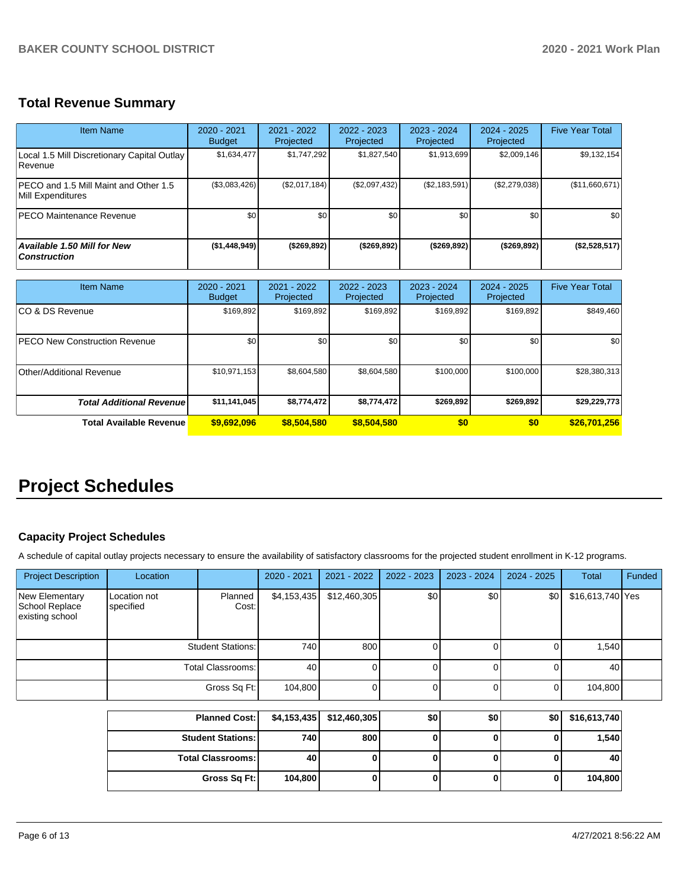## Total Revenue Summary

| Item Name | 2020 - 2021 Budget | 2021 - 2022 Projected | 2022 - 2023 Projected | 2023 - 2024 Projected | 2024 - 2025 Projected | Five Year Total |
|---|---|---|---|---|---|---|
| Local 1.5 Mill Discretionary Capital Outlay Revenue | $1,634,477 | $1,747,292 | $1,827,540 | $1,913,699 | $2,009,146 | $9,132,154 |
| PECO and 1.5 Mill Maint and Other 1.5 Mill Expenditures | ($3,083,426) | ($2,017,184) | ($2,097,432) | ($2,183,591) | ($2,279,038) | ($11,660,671) |
| PECO Maintenance Revenue | $0 | $0 | $0 | $0 | $0 | $0 |
| ***Available 1.50 Mill for New Construction*** | **($1,448,949)** | **($269,892)** | **($269,892)** | **($269,892)** | **($269,892)** | **($2,528,517)** |

| Item Name | 2020 - 2021 Budget | 2021 - 2022 Projected | 2022 - 2023 Projected | 2023 - 2024 Projected | 2024 - 2025 Projected | Five Year Total |
|---|---|---|---|---|---|---|
| CO & DS Revenue | $169,892 | $169,892 | $169,892 | $169,892 | $169,892 | $849,460 |
| PECO New Construction Revenue | $0 | $0 | $0 | $0 | $0 | $0 |
| Other/Additional Revenue | $10,971,153 | $8,604,580 | $8,604,580 | $100,000 | $100,000 | $28,380,313 |
| ***Total Additional Revenue*** | **$11,141,045** | **$8,774,472** | **$8,774,472** | **$269,892** | **$269,892** | **$29,229,773** |
| **Total Available Revenue** | **$9,692,096** | **$8,504,580** | **$8,504,580** | **$0** | **$0** | **$26,701,256** |

# Project Schedules

### Capacity Project Schedules

A schedule of capital outlay projects necessary to ensure the availability of satisfactory classrooms for the projected student enrollment in K-12 programs.

| Project Description | Location | | 2020 - 2021 | 2021 - 2022 | 2022 - 2023 | 2023 - 2024 | 2024 - 2025 | Total | Funded |
|---|---|---|---|---|---|---|---|---|---|
| New Elementary School Replace existing school | Location not specified | Planned Cost: | $4,153,435 | $12,460,305 | $0 | $0 | $0 | $16,613,740 | Yes |
| | | Student Stations: | 740 | 800 | 0 | 0 | 0 | 1,540 | |
| | | Total Classrooms: | 40 | 0 | 0 | 0 | 0 | 40 | |
| | | Gross Sq Ft: | 104,800 | 0 | 0 | 0 | 0 | 104,800 | |

| | 2020 - 2021 | 2021 - 2022 | 2022 - 2023 | 2023 - 2024 | 2024 - 2025 | Total |
|---|---|---|---|---|---|---|
| **Planned Cost:** | **$4,153,435** | **$12,460,305** | **$0** | **$0** | **$0** | **$16,613,740** |
| **Student Stations:** | **740** | **800** | **0** | **0** | **0** | **1,540** |
| **Total Classrooms:** | **40** | **0** | **0** | **0** | **0** | **40** |
| **Gross Sq Ft:** | **104,800** | **0** | **0** | **0** | **0** | **104,800** |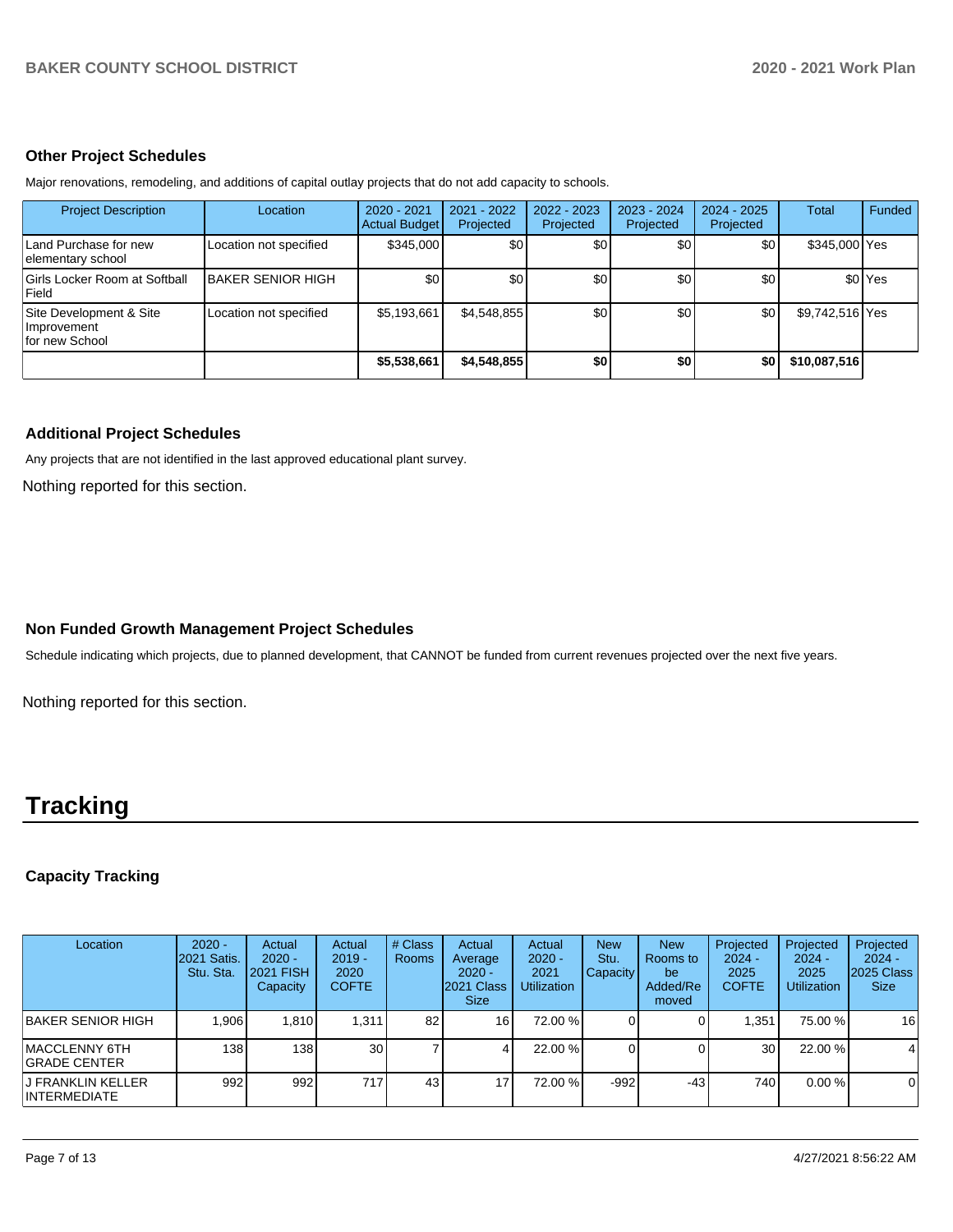### Other Project Schedules

Major renovations, remodeling, and additions of capital outlay projects that do not add capacity to schools.

| Project Description | Location | 2020 - 2021 Actual Budget | 2021 - 2022 Projected | 2022 - 2023 Projected | 2023 - 2024 Projected | 2024 - 2025 Projected | Total | Funded |
|---|---|---|---|---|---|---|---|---|
| Land Purchase for new elementary school | Location not specified | $345,000 | $0 | $0 | $0 | $0 | $345,000 | Yes |
| Girls Locker Room at Softball Field | BAKER SENIOR HIGH | $0 | $0 | $0 | $0 | $0 | $0 | Yes |
| Site Development & Site Improvement for new School | Location not specified | $5,193,661 | $4,548,855 | $0 | $0 | $0 | $9,742,516 | Yes |
| | | **$5,538,661** | **$4,548,855** | **$0** | **$0** | **$0** | **$10,087,516** | |

### Additional Project Schedules

Any projects that are not identified in the last approved educational plant survey.

Nothing reported for this section.

### Non Funded Growth Management Project Schedules

Schedule indicating which projects, due to planned development, that CANNOT be funded from current revenues projected over the next five years.

Nothing reported for this section.

# Tracking

### Capacity Tracking

| Location | 2020 - 2021 Satis. Stu. Sta. | Actual 2020 - 2021 FISH Capacity | Actual 2019 - 2020 COFTE | # Class Rooms | Actual Average 2020 - 2021 Class Size | Actual 2020 - 2021 Utilization | New Stu. Capacity | New Rooms to be Added/Removed | Projected 2024 - 2025 COFTE | Projected 2024 - 2025 Utilization | Projected 2024 - 2025 Class Size |
|---|---|---|---|---|---|---|---|---|---|---|---|
| BAKER SENIOR HIGH | 1,906 | 1,810 | 1,311 | 82 | 16 | 72.00 % | 0 | 0 | 1,351 | 75.00 % | 16 |
| MACCLENNY 6TH GRADE CENTER | 138 | 138 | 30 | 7 | 4 | 22.00 % | 0 | 0 | 30 | 22.00 % | 4 |
| J FRANKLIN KELLER INTERMEDIATE | 992 | 992 | 717 | 43 | 17 | 72.00 % | -992 | -43 | 740 | 0.00 % | 0 |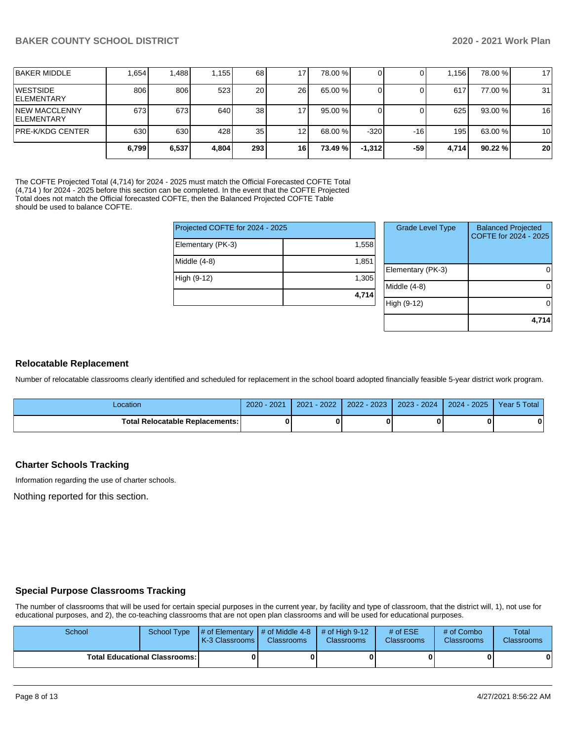| BAKER MIDDLE | 1,654 | 1,488 | 1,155 | 68 | 17 | 78.00 % | 0 | 0 | 1,156 | 78.00 % | 17 |
|---|---|---|---|---|---|---|---|---|---|---|---|
| WESTSIDE ELEMENTARY | 806 | 806 | 523 | 20 | 26 | 65.00 % | 0 | 0 | 617 | 77.00 % | 31 |
| NEW MACCLENNY ELEMENTARY | 673 | 673 | 640 | 38 | 17 | 95.00 % | 0 | 0 | 625 | 93.00 % | 16 |
| PRE-K/KDG CENTER | 630 | 630 | 428 | 35 | 12 | 68.00 % | -320 | -16 | 195 | 63.00 % | 10 |
| | **6,799** | **6,537** | **4,804** | **293** | **16** | **73.49 %** | **-1,312** | **-59** | **4,714** | **90.22 %** | **20** |

The COFTE Projected Total (4,714) for 2024 - 2025 must match the Official Forecasted COFTE Total (4,714 ) for 2024 - 2025 before this section can be completed. In the event that the COFTE Projected Total does not match the Official forecasted COFTE, then the Balanced Projected COFTE Table should be used to balance COFTE.

| Projected COFTE for 2024 - 2025 | |
|---|---|
| Elementary (PK-3) | 1,558 |
| Middle (4-8) | 1,851 |
| High (9-12) | 1,305 |
| | **4,714** |

| Grade Level Type | Balanced Projected COFTE for 2024 - 2025 |
|---|---|
| Elementary (PK-3) | 0 |
| Middle (4-8) | 0 |
| High (9-12) | 0 |
| | **4,714** |

## Relocatable Replacement

Number of relocatable classrooms clearly identified and scheduled for replacement in the school board adopted financially feasible 5-year district work program.

| Location | 2020 - 2021 | 2021 - 2022 | 2022 - 2023 | 2023 - 2024 | 2024 - 2025 | Year 5 Total |
|---|---|---|---|---|---|---|
| **Total Relocatable Replacements:** | **0** | **0** | **0** | **0** | **0** | **0** |

## Charter Schools Tracking

Information regarding the use of charter schools.

Nothing reported for this section.

## Special Purpose Classrooms Tracking

The number of classrooms that will be used for certain special purposes in the current year, by facility and type of classroom, that the district will, 1), not use for educational purposes, and 2), the co-teaching classrooms that are not open plan classrooms and will be used for educational purposes.

| School | School Type | # of Elementary K-3 Classrooms | # of Middle 4-8 Classrooms | # of High 9-12 Classrooms | # of ESE Classrooms | # of Combo Classrooms | Total Classrooms |
|---|---|---|---|---|---|---|---|
| **Total Educational Classrooms:** | | **0** | **0** | **0** | **0** | **0** | **0** |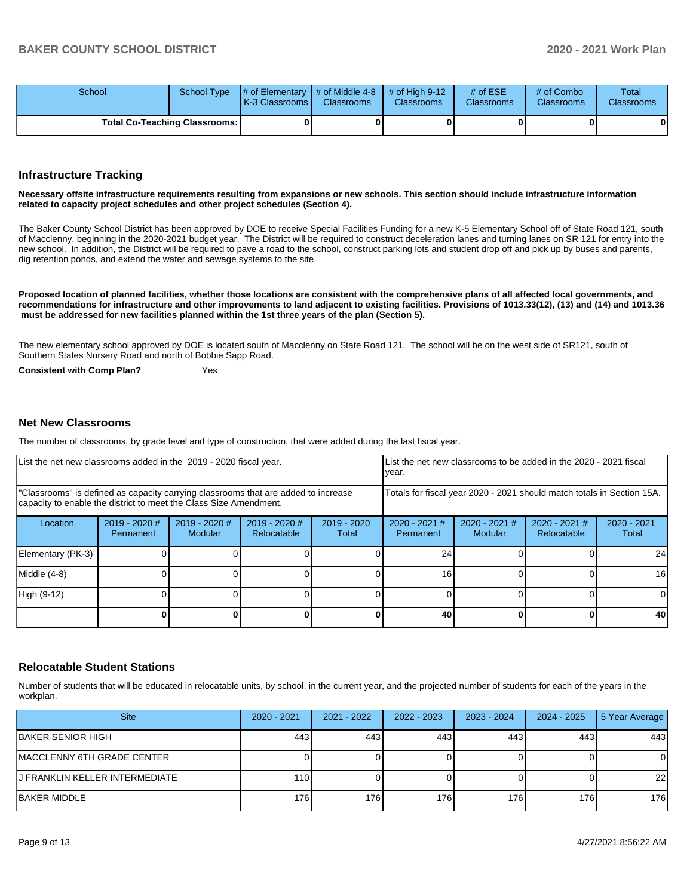| School | School Type | # of Elementary K-3 Classrooms | # of Middle 4-8 Classrooms | # of High 9-12 Classrooms | # of ESE Classrooms | # of Combo Classrooms | Total Classrooms |
|---|---|---|---|---|---|---|---|
| Total Co-Teaching Classrooms: | | 0 | 0 | 0 | 0 | 0 | 0 |

## Infrastructure Tracking

**Necessary offsite infrastructure requirements resulting from expansions or new schools. This section should include infrastructure information related to capacity project schedules and other project schedules (Section 4).**

The Baker County School District has been approved by DOE to receive Special Facilities Funding for a new K-5 Elementary School off of State Road 121, south of Macclenny, beginning in the 2020-2021 budget year. The District will be required to construct deceleration lanes and turning lanes on SR 121 for entry into the new school. In addition, the District will be required to pave a road to the school, construct parking lots and student drop off and pick up by buses and parents, dig retention ponds, and extend the water and sewage systems to the site.

**Proposed location of planned facilities, whether those locations are consistent with the comprehensive plans of all affected local governments, and recommendations for infrastructure and other improvements to land adjacent to existing facilities. Provisions of 1013.33(12), (13) and (14) and 1013.36 must be addressed for new facilities planned within the 1st three years of the plan (Section 5).**

The new elementary school approved by DOE is located south of Macclenny on State Road 121. The school will be on the west side of SR121, south of Southern States Nursery Road and north of Bobbie Sapp Road.

**Consistent with Comp Plan?** Yes

## Net New Classrooms

The number of classrooms, by grade level and type of construction, that were added during the last fiscal year.

| List the net new classrooms added in the 2019 - 2020 fiscal year. | | | | List the net new classrooms to be added in the 2020 - 2021 fiscal year. | | | |
|---|---|---|---|---|---|---|---|
| "Classrooms" is defined as capacity carrying classrooms that are added to increase capacity to enable the district to meet the Class Size Amendment. | | | | Totals for fiscal year 2020 - 2021 should match totals in Section 15A. | | | |
| Location | 2019 - 2020 # Permanent | 2019 - 2020 # Modular | 2019 - 2020 # Relocatable | 2019 - 2020 Total | 2020 - 2021 # Permanent | 2020 - 2021 # Modular | 2020 - 2021 # Relocatable | 2020 - 2021 Total |
| Elementary (PK-3) | 0 | 0 | 0 | 0 | 24 | 0 | 0 | 24 |
| Middle (4-8) | 0 | 0 | 0 | 0 | 16 | 0 | 0 | 16 |
| High (9-12) | 0 | 0 | 0 | 0 | 0 | 0 | 0 | 0 |
| | 0 | 0 | 0 | 0 | 40 | 0 | 0 | 40 |

## Relocatable Student Stations

Number of students that will be educated in relocatable units, by school, in the current year, and the projected number of students for each of the years in the workplan.

| Site | 2020 - 2021 | 2021 - 2022 | 2022 - 2023 | 2023 - 2024 | 2024 - 2025 | 5 Year Average |
|---|---|---|---|---|---|---|
| BAKER SENIOR HIGH | 443 | 443 | 443 | 443 | 443 | 443 |
| MACCLENNY 6TH GRADE CENTER | 0 | 0 | 0 | 0 | 0 | 0 |
| J FRANKLIN KELLER INTERMEDIATE | 110 | 0 | 0 | 0 | 0 | 22 |
| BAKER MIDDLE | 176 | 176 | 176 | 176 | 176 | 176 |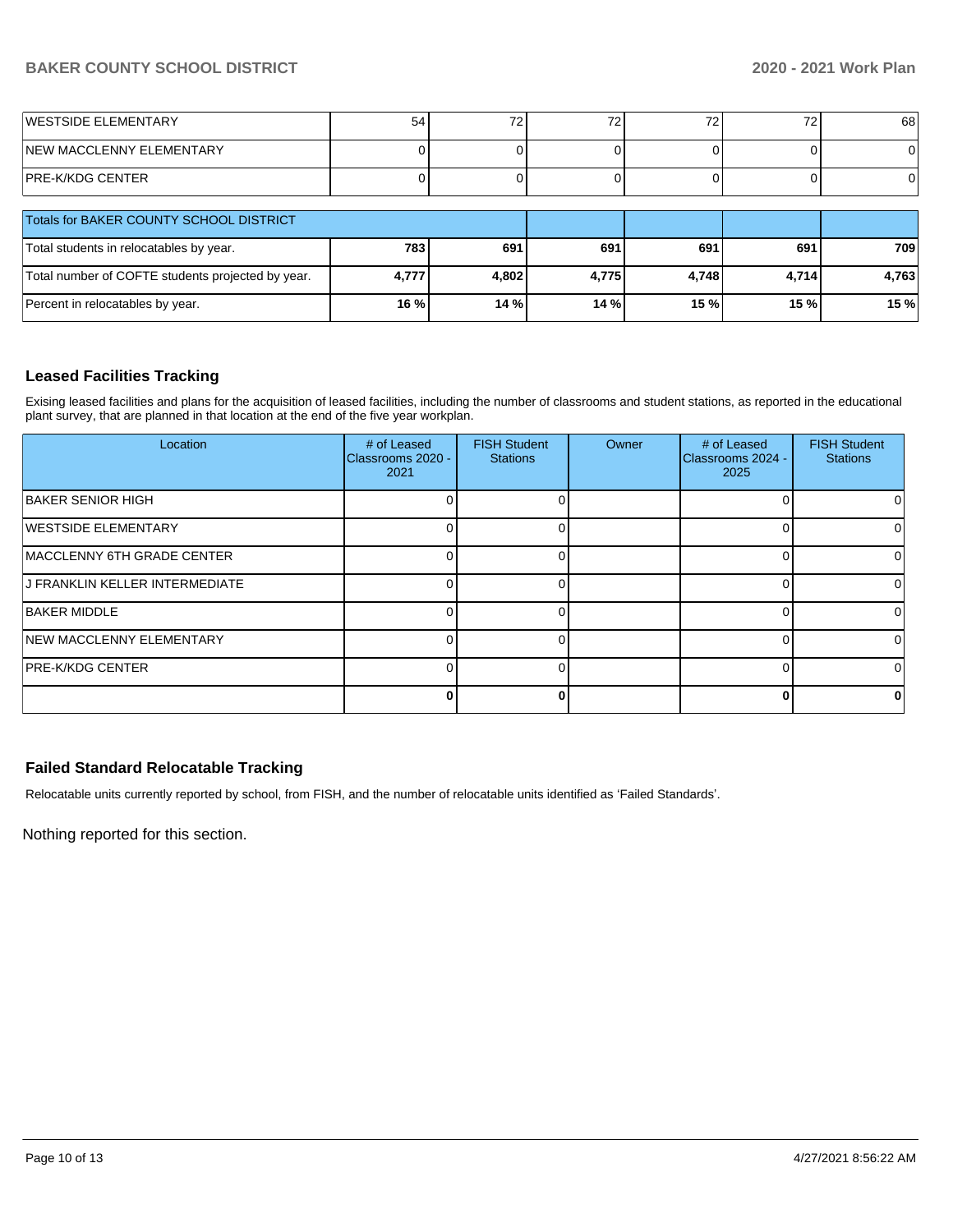| | | | | | | |
|---|---|---|---|---|---|---|
| WESTSIDE ELEMENTARY | 54 | 72 | 72 | 72 | 72 | 68 |
| NEW MACCLENNY ELEMENTARY | 0 | 0 | 0 | 0 | 0 | 0 |
| PRE-K/KDG CENTER | 0 | 0 | 0 | 0 | 0 | 0 |

| Totals for BAKER COUNTY SCHOOL DISTRICT | | | | | | |
|---|---|---|---|---|---|---|
| Total students in relocatables by year. | **783** | **691** | **691** | **691** | **691** | **709** |
| Total number of COFTE students projected by year. | **4,777** | **4,802** | **4,775** | **4,748** | **4,714** | **4,763** |
| Percent in relocatables by year. | **16 %** | **14 %** | **14 %** | **15 %** | **15 %** | **15 %** |

## Leased Facilities Tracking

Exising leased facilities and plans for the acquisition of leased facilities, including the number of classrooms and student stations, as reported in the educational plant survey, that are planned in that location at the end of the five year workplan.

| Location | # of Leased Classrooms 2020 - 2021 | FISH Student Stations | Owner | # of Leased Classrooms 2024 - 2025 | FISH Student Stations |
|---|---|---|---|---|---|
| BAKER SENIOR HIGH | 0 | 0 | | 0 | 0 |
| WESTSIDE ELEMENTARY | 0 | 0 | | 0 | 0 |
| MACCLENNY 6TH GRADE CENTER | 0 | 0 | | 0 | 0 |
| J FRANKLIN KELLER INTERMEDIATE | 0 | 0 | | 0 | 0 |
| BAKER MIDDLE | 0 | 0 | | 0 | 0 |
| NEW MACCLENNY ELEMENTARY | 0 | 0 | | 0 | 0 |
| PRE-K/KDG CENTER | 0 | 0 | | 0 | 0 |
| | **0** | **0** | | **0** | **0** |

## Failed Standard Relocatable Tracking

Relocatable units currently reported by school, from FISH, and the number of relocatable units identified as 'Failed Standards'.

Nothing reported for this section.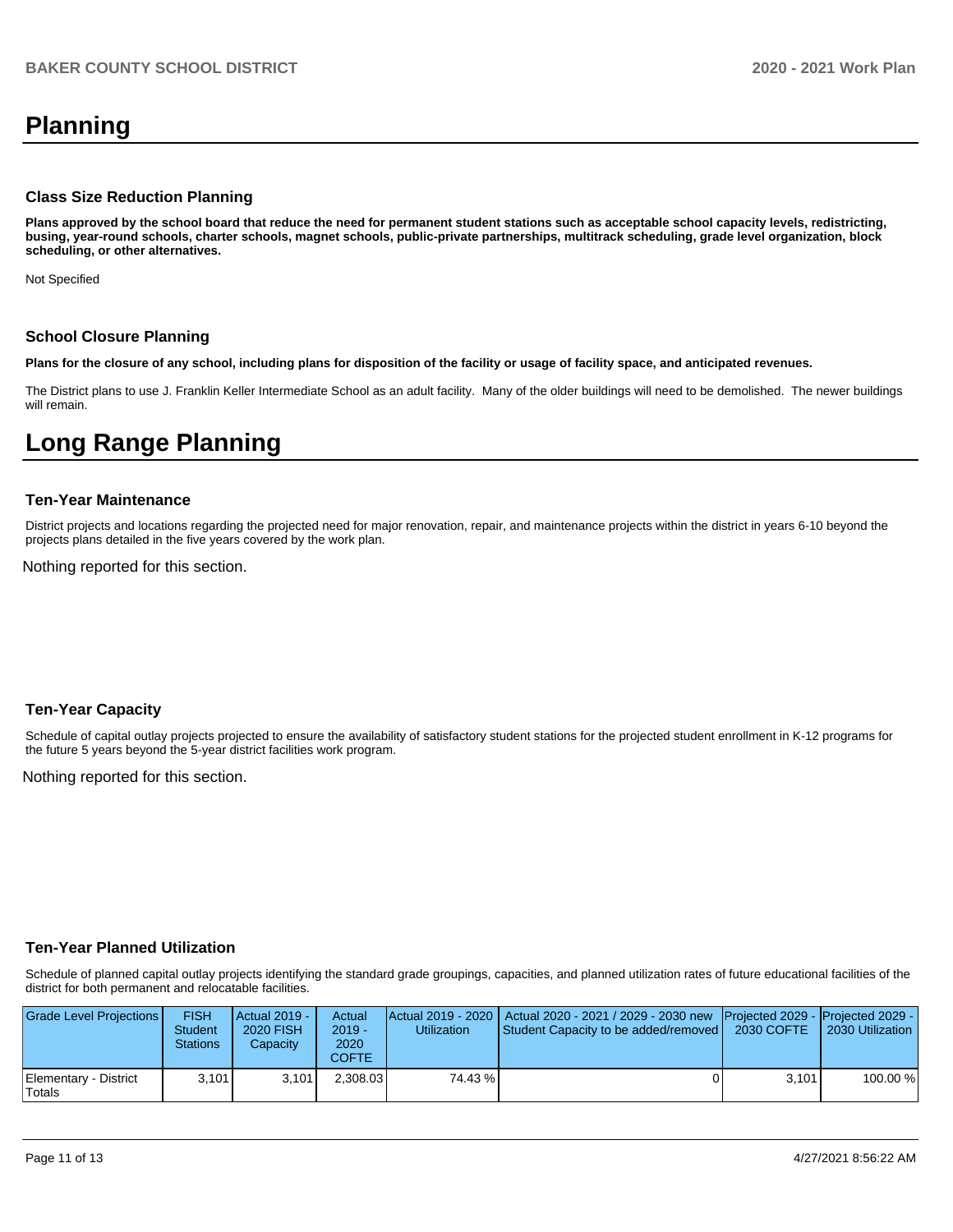# Planning

### Class Size Reduction Planning

**Plans approved by the school board that reduce the need for permanent student stations such as acceptable school capacity levels, redistricting, busing, year-round schools, charter schools, magnet schools, public-private partnerships, multitrack scheduling, grade level organization, block scheduling, or other alternatives.**

Not Specified

### School Closure Planning

**Plans for the closure of any school, including plans for disposition of the facility or usage of facility space, and anticipated revenues.**

The District plans to use J. Franklin Keller Intermediate School as an adult facility. Many of the older buildings will need to be demolished. The newer buildings will remain.

# Long Range Planning

### Ten-Year Maintenance

District projects and locations regarding the projected need for major renovation, repair, and maintenance projects within the district in years 6-10 beyond the projects plans detailed in the five years covered by the work plan.

Nothing reported for this section.

### Ten-Year Capacity

Schedule of capital outlay projects projected to ensure the availability of satisfactory student stations for the projected student enrollment in K-12 programs for the future 5 years beyond the 5-year district facilities work program.

Nothing reported for this section.

### Ten-Year Planned Utilization

Schedule of planned capital outlay projects identifying the standard grade groupings, capacities, and planned utilization rates of future educational facilities of the district for both permanent and relocatable facilities.

| Grade Level Projections | FISH Student Stations | Actual 2019 - 2020 FISH Capacity | Actual 2019 - 2020 COFTE | Actual 2019 - 2020 Utilization | Actual 2020 - 2021 / 2029 - 2030 new Student Capacity to be added/removed | Projected 2029 - 2030 COFTE | Projected 2029 - 2030 Utilization |
|---|---|---|---|---|---|---|---|
| Elementary - District Totals | 3,101 | 3,101 | 2,308.03 | 74.43 % | 0 | 3,101 | 100.00 % |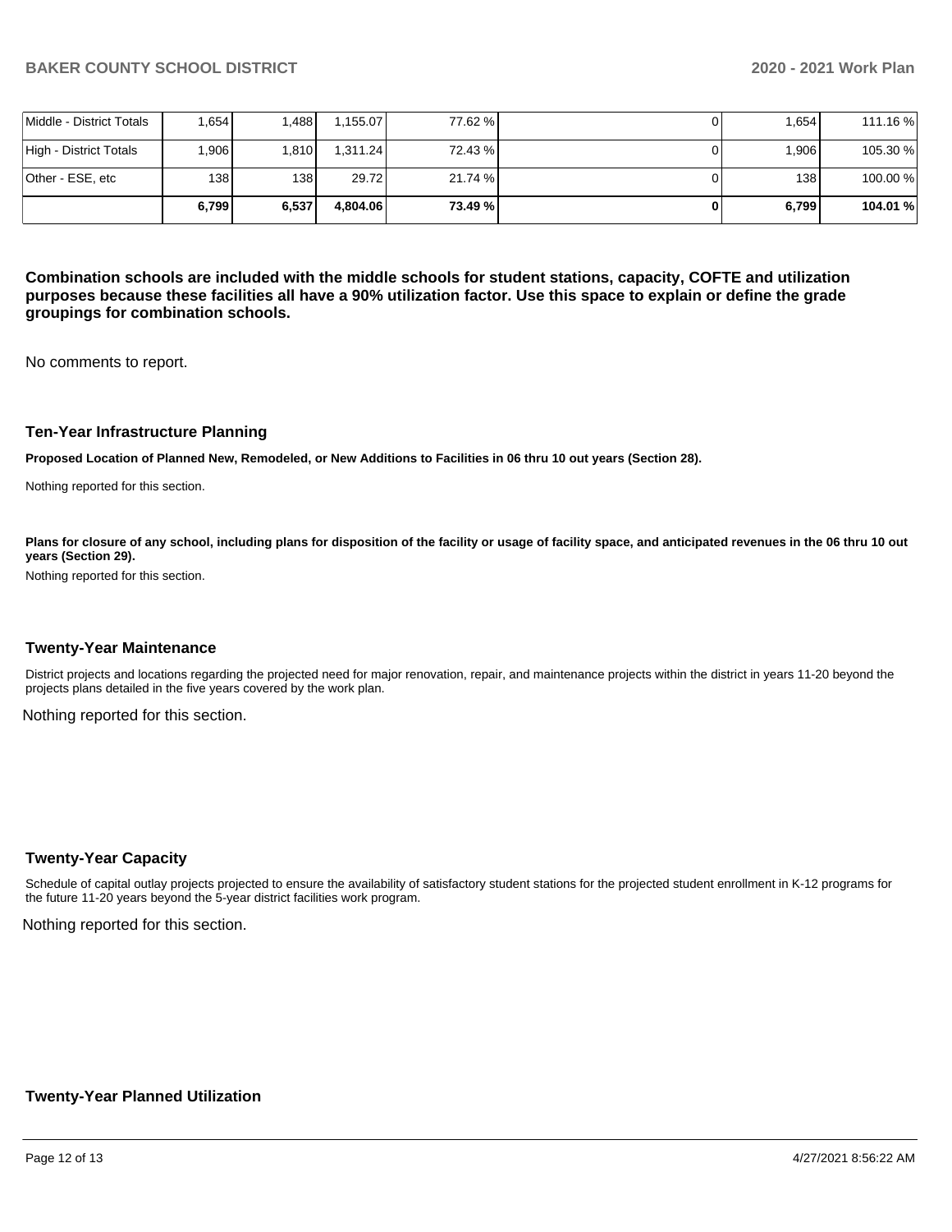| | | | | | | | |
|---|---|---|---|---|---|---|---|
| Middle - District Totals | 1,654 | 1,488 | 1,155.07 | 77.62 % | 0 | 1,654 | 111.16 % |
| High - District Totals | 1,906 | 1,810 | 1,311.24 | 72.43 % | 0 | 1,906 | 105.30 % |
| Other - ESE, etc | 138 | 138 | 29.72 | 21.74 % | 0 | 138 | 100.00 % |
| | **6,799** | **6,537** | **4,804.06** | **73.49 %** | **0** | **6,799** | **104.01 %** |

**Combination schools are included with the middle schools for student stations, capacity, COFTE and utilization purposes because these facilities all have a 90% utilization factor. Use this space to explain or define the grade groupings for combination schools.**

No comments to report.

### Ten-Year Infrastructure Planning

**Proposed Location of Planned New, Remodeled, or New Additions to Facilities in 06 thru 10 out years (Section 28).**

Nothing reported for this section.

**Plans for closure of any school, including plans for disposition of the facility or usage of facility space, and anticipated revenues in the 06 thru 10 out years (Section 29).**

Nothing reported for this section.

### Twenty-Year Maintenance

District projects and locations regarding the projected need for major renovation, repair, and maintenance projects within the district in years 11-20 beyond the projects plans detailed in the five years covered by the work plan.

Nothing reported for this section.

### Twenty-Year Capacity

Schedule of capital outlay projects projected to ensure the availability of satisfactory student stations for the projected student enrollment in K-12 programs for the future 11-20 years beyond the 5-year district facilities work program.

Nothing reported for this section.

### Twenty-Year Planned Utilization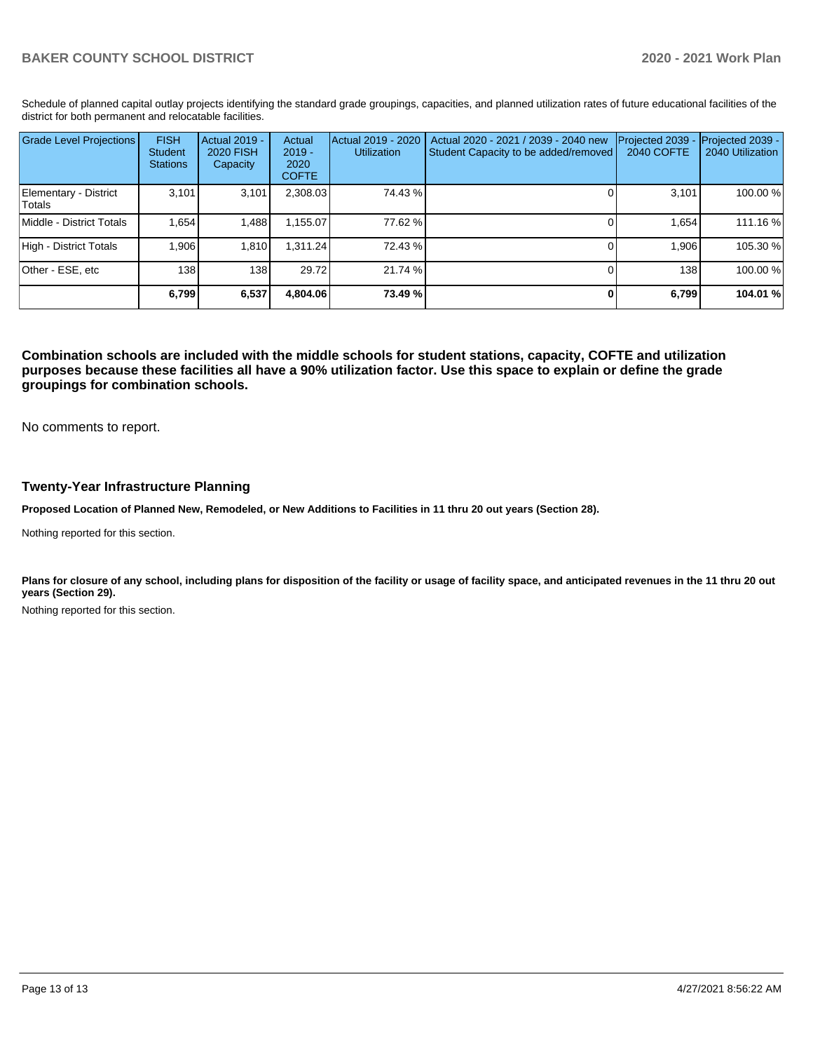Schedule of planned capital outlay projects identifying the standard grade groupings, capacities, and planned utilization rates of future educational facilities of the district for both permanent and relocatable facilities.

| Grade Level Projections | FISH Student Stations | Actual 2019 - 2020 FISH Capacity | Actual 2019 - 2020 COFTE | Actual 2019 - 2020 Utilization | Actual 2020 - 2021 / 2039 - 2040 new Student Capacity to be added/removed | Projected 2039 - 2040 COFTE | Projected 2039 - 2040 Utilization |
|---|---|---|---|---|---|---|---|
| Elementary - District Totals | 3,101 | 3,101 | 2,308.03 | 74.43 % | 0 | 3,101 | 100.00 % |
| Middle - District Totals | 1,654 | 1,488 | 1,155.07 | 77.62 % | 0 | 1,654 | 111.16 % |
| High - District Totals | 1,906 | 1,810 | 1,311.24 | 72.43 % | 0 | 1,906 | 105.30 % |
| Other - ESE, etc | 138 | 138 | 29.72 | 21.74 % | 0 | 138 | 100.00 % |
| | **6,799** | **6,537** | **4,804.06** | **73.49 %** | **0** | **6,799** | **104.01 %** |

**Combination schools are included with the middle schools for student stations, capacity, COFTE and utilization purposes because these facilities all have a 90% utilization factor. Use this space to explain or define the grade groupings for combination schools.**

No comments to report.

## Twenty-Year Infrastructure Planning

**Proposed Location of Planned New, Remodeled, or New Additions to Facilities in 11 thru 20 out years (Section 28).**

Nothing reported for this section.

**Plans for closure of any school, including plans for disposition of the facility or usage of facility space, and anticipated revenues in the 11 thru 20 out years (Section 29).**

Nothing reported for this section.